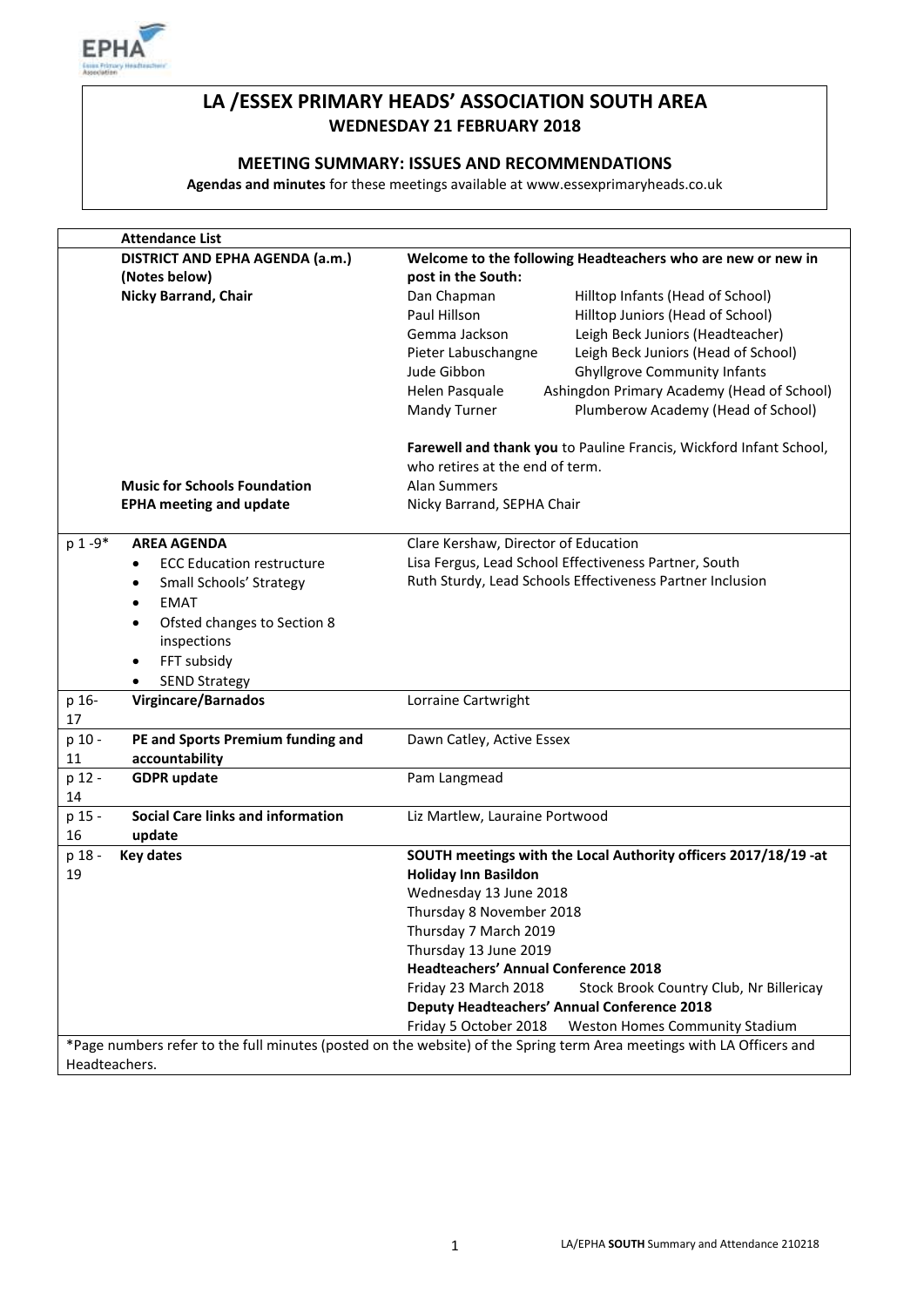# LA /ESSEX PRIMARY HEADS' ASSOCIATION SOUTH AREA
## WEDNESDAY 21 FEBRUARY 2018

### MEETING SUMMARY: ISSUES AND RECOMMENDATIONS

**Agendas and minutes** for these meetings available at www.essexprimaryheads.co.uk

| | **Attendance List** | |
|---|---|---|
| | **DISTRICT AND EPHA AGENDA (a.m.) (Notes below)**<br>**Nicky Barrand, Chair** | **Welcome to the following Headteachers who are new or new in post in the South:**<br>Dan Chapman — Hilltop Infants (Head of School)<br>Paul Hillson — Hilltop Juniors (Head of School)<br>Gemma Jackson — Leigh Beck Juniors (Headteacher)<br>Pieter Labuschangne — Leigh Beck Juniors (Head of School)<br>Jude Gibbon — Ghyllgrove Community Infants<br>Helen Pasquale — Ashingdon Primary Academy (Head of School)<br>Mandy Turner — Plumberow Academy (Head of School)<br><br>**Farewell and thank you** to Pauline Francis, Wickford Infant School, who retires at the end of term. |
| | **Music for Schools Foundation** | Alan Summers |
| | **EPHA meeting and update** | Nicky Barrand, SEPHA Chair |
| p 1 -9* | **AREA AGENDA**<br>• ECC Education restructure<br>• Small Schools' Strategy<br>• EMAT<br>• Ofsted changes to Section 8 inspections<br>• FFT subsidy<br>• SEND Strategy | Clare Kershaw, Director of Education<br>Lisa Fergus, Lead School Effectiveness Partner, South<br>Ruth Sturdy, Lead Schools Effectiveness Partner Inclusion |
| p 16-17 | **Virgincare/Barnados** | Lorraine Cartwright |
| p 10 - 11 | **PE and Sports Premium funding and accountability** | Dawn Catley, Active Essex |
| p 12 - 14 | **GDPR update** | Pam Langmead |
| p 15 - 16 | **Social Care links and information update** | Liz Martlew, Lauraine Portwood |
| p 18 - 19 | **Key dates** | **SOUTH meetings with the Local Authority officers 2017/18/19 -at Holiday Inn Basildon**<br>Wednesday 13 June 2018<br>Thursday 8 November 2018<br>Thursday 7 March 2019<br>Thursday 13 June 2019<br>**Headteachers' Annual Conference 2018**<br>Friday 23 March 2018 — Stock Brook Country Club, Nr Billericay<br>**Deputy Headteachers' Annual Conference 2018**<br>Friday 5 October 2018 — Weston Homes Community Stadium |

*Page numbers refer to the full minutes (posted on the website) of the Spring term Area meetings with LA Officers and Headteachers.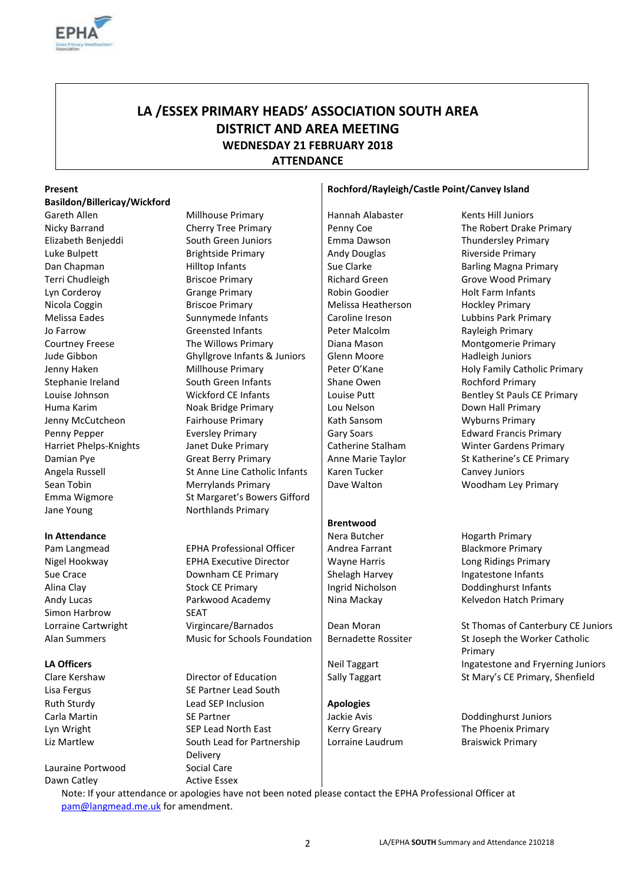# LA /ESSEX PRIMARY HEADS' ASSOCIATION SOUTH AREA
# DISTRICT AND AREA MEETING
## WEDNESDAY 21 FEBRUARY 2018
## ATTENDANCE

**Present**

**Basildon/Billericay/Wickford**

| Name | School |
|---|---|
| Gareth Allen | Millhouse Primary |
| Nicky Barrand | Cherry Tree Primary |
| Elizabeth Benjeddi | South Green Juniors |
| Luke Bulpett | Brightside Primary |
| Dan Chapman | Hilltop Infants |
| Terri Chudleigh | Briscoe Primary |
| Lyn Corderoy | Grange Primary |
| Nicola Coggin | Briscoe Primary |
| Melissa Eades | Sunnymede Infants |
| Jo Farrow | Greensted Infants |
| Courtney Freese | The Willows Primary |
| Jude Gibbon | Ghyllgrove Infants & Juniors |
| Jenny Haken | Millhouse Primary |
| Stephanie Ireland | South Green Infants |
| Louise Johnson | Wickford CE Infants |
| Huma Karim | Noak Bridge Primary |
| Jenny McCutcheon | Fairhouse Primary |
| Penny Pepper | Eversley Primary |
| Harriet Phelps-Knights | Janet Duke Primary |
| Damian Pye | Great Berry Primary |
| Angela Russell | St Anne Line Catholic Infants |
| Sean Tobin | Merrylands Primary |
| Emma Wigmore | St Margaret's Bowers Gifford |
| Jane Young | Northlands Primary |

**In Attendance**

| Name | Role |
|---|---|
| Pam Langmead | EPHA Professional Officer |
| Nigel Hookway | EPHA Executive Director |
| Sue Crace | Downham CE Primary |
| Alina Clay | Stock CE Primary |
| Andy Lucas | Parkwood Academy |
| Simon Harbrow | SEAT |
| Lorraine Cartwright | Virgincare/Barnados |
| Alan Summers | Music for Schools Foundation |

**LA Officers**

| Name | Role |
|---|---|
| Clare Kershaw | Director of Education |
| Lisa Fergus | SE Partner Lead South |
| Ruth Sturdy | Lead SEP Inclusion |
| Carla Martin | SE Partner |
| Lyn Wright | SEP Lead North East |
| Liz Martlew | South Lead for Partnership Delivery |
| Lauraine Portwood | Social Care |
| Dawn Catley | Active Essex |

**Rochford/Rayleigh/Castle Point/Canvey Island**

| Name | School |
|---|---|
| Hannah Alabaster | Kents Hill Juniors |
| Penny Coe | The Robert Drake Primary |
| Emma Dawson | Thundersley Primary |
| Andy Douglas | Riverside Primary |
| Sue Clarke | Barling Magna Primary |
| Richard Green | Grove Wood Primary |
| Robin Goodier | Holt Farm Infants |
| Melissa Heatherson | Hockley Primary |
| Caroline Ireson | Lubbins Park Primary |
| Peter Malcolm | Rayleigh Primary |
| Diana Mason | Montgomerie Primary |
| Glenn Moore | Hadleigh Juniors |
| Peter O'Kane | Holy Family Catholic Primary |
| Shane Owen | Rochford Primary |
| Louise Putt | Bentley St Pauls CE Primary |
| Lou Nelson | Down Hall Primary |
| Kath Sansom | Wyburns Primary |
| Gary Soars | Edward Francis Primary |
| Catherine Stalham | Winter Gardens Primary |
| Anne Marie Taylor | St Katherine's CE Primary |
| Karen Tucker | Canvey Juniors |
| Dave Walton | Woodham Ley Primary |

**Brentwood**

| Name | School |
|---|---|
| Nera Butcher | Hogarth Primary |
| Andrea Farrant | Blackmore Primary |
| Wayne Harris | Long Ridings Primary |
| Shelagh Harvey | Ingatestone Infants |
| Ingrid Nicholson | Doddinghurst Infants |
| Nina Mackay | Kelvedon Hatch Primary |
| Dean Moran | St Thomas of Canterbury CE Juniors |
| Bernadette Rossiter | St Joseph the Worker Catholic Primary |
| Neil Taggart | Ingatestone and Fryerning Juniors |
| Sally Taggart | St Mary's CE Primary, Shenfield |

**Apologies**

| Name | School |
|---|---|
| Jackie Avis | Doddinghurst Juniors |
| Kerry Greary | The Phoenix Primary |
| Lorraine Laudrum | Braiswick Primary |

Note: If your attendance or apologies have not been noted please contact the EPHA Professional Officer at pam@langmead.me.uk for amendment.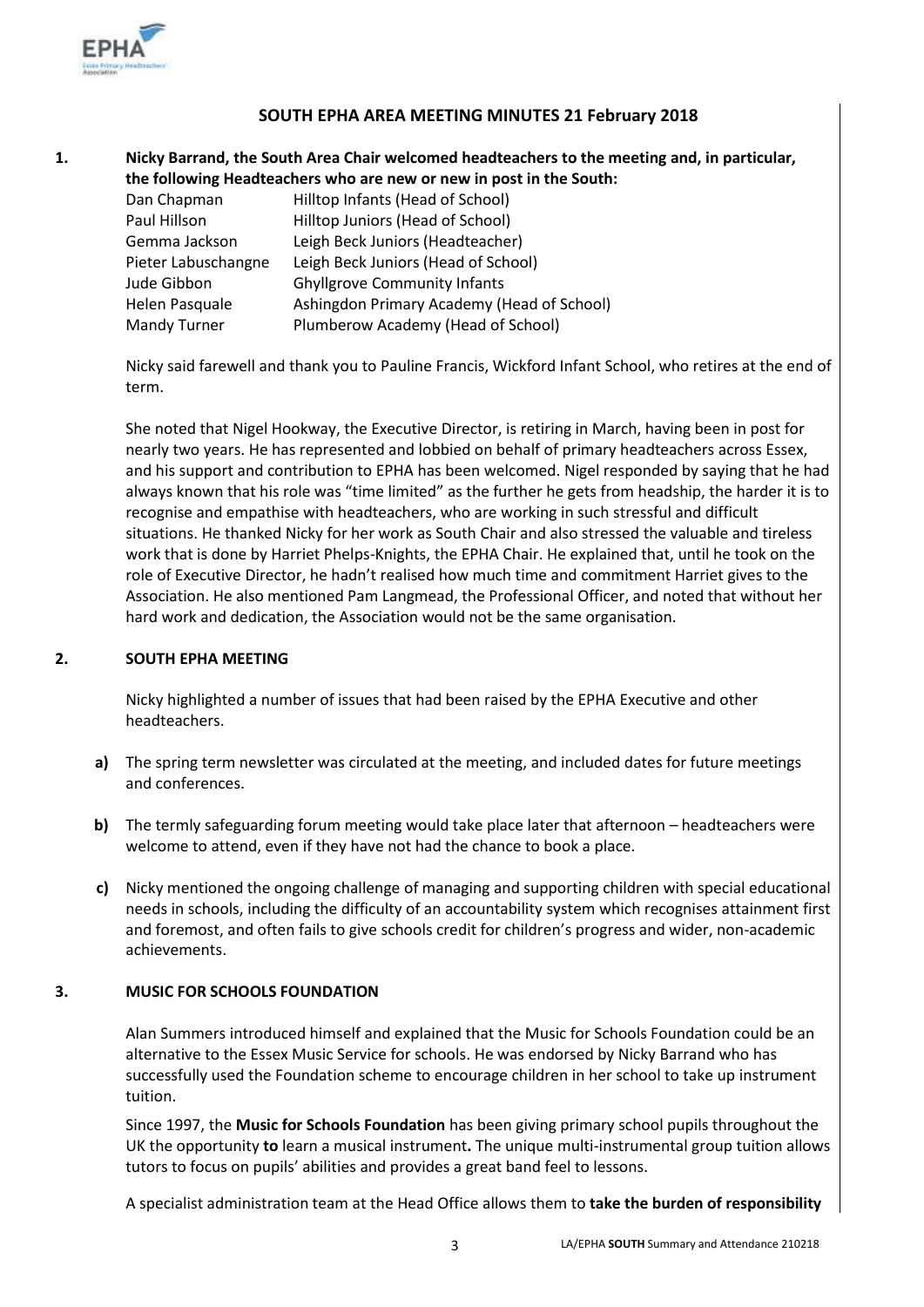## SOUTH EPHA AREA MEETING MINUTES 21 February 2018

**1. Nicky Barrand, the South Area Chair welcomed headteachers to the meeting and, in particular, the following Headteachers who are new or new in post in the South:**

| | |
|---|---|
| Dan Chapman | Hilltop Infants (Head of School) |
| Paul Hillson | Hilltop Juniors (Head of School) |
| Gemma Jackson | Leigh Beck Juniors (Headteacher) |
| Pieter Labuschangne | Leigh Beck Juniors (Head of School) |
| Jude Gibbon | Ghyllgrove Community Infants |
| Helen Pasquale | Ashingdon Primary Academy (Head of School) |
| Mandy Turner | Plumberow Academy (Head of School) |

Nicky said farewell and thank you to Pauline Francis, Wickford Infant School, who retires at the end of term.

She noted that Nigel Hookway, the Executive Director, is retiring in March, having been in post for nearly two years. He has represented and lobbied on behalf of primary headteachers across Essex, and his support and contribution to EPHA has been welcomed. Nigel responded by saying that he had always known that his role was "time limited" as the further he gets from headship, the harder it is to recognise and empathise with headteachers, who are working in such stressful and difficult situations. He thanked Nicky for her work as South Chair and also stressed the valuable and tireless work that is done by Harriet Phelps-Knights, the EPHA Chair. He explained that, until he took on the role of Executive Director, he hadn't realised how much time and commitment Harriet gives to the Association. He also mentioned Pam Langmead, the Professional Officer, and noted that without her hard work and dedication, the Association would not be the same organisation.

**2. SOUTH EPHA MEETING**

Nicky highlighted a number of issues that had been raised by the EPHA Executive and other headteachers.

**a)** The spring term newsletter was circulated at the meeting, and included dates for future meetings and conferences.

**b)** The termly safeguarding forum meeting would take place later that afternoon – headteachers were welcome to attend, even if they have not had the chance to book a place.

**c)** Nicky mentioned the ongoing challenge of managing and supporting children with special educational needs in schools, including the difficulty of an accountability system which recognises attainment first and foremost, and often fails to give schools credit for children's progress and wider, non-academic achievements.

**3. MUSIC FOR SCHOOLS FOUNDATION**

Alan Summers introduced himself and explained that the Music for Schools Foundation could be an alternative to the Essex Music Service for schools. He was endorsed by Nicky Barrand who has successfully used the Foundation scheme to encourage children in her school to take up instrument tuition.

Since 1997, the **Music for Schools Foundation** has been giving primary school pupils throughout the UK the opportunity **to** learn a musical instrument**.** The unique multi-instrumental group tuition allows tutors to focus on pupils' abilities and provides a great band feel to lessons.

A specialist administration team at the Head Office allows them to **take the burden of responsibility**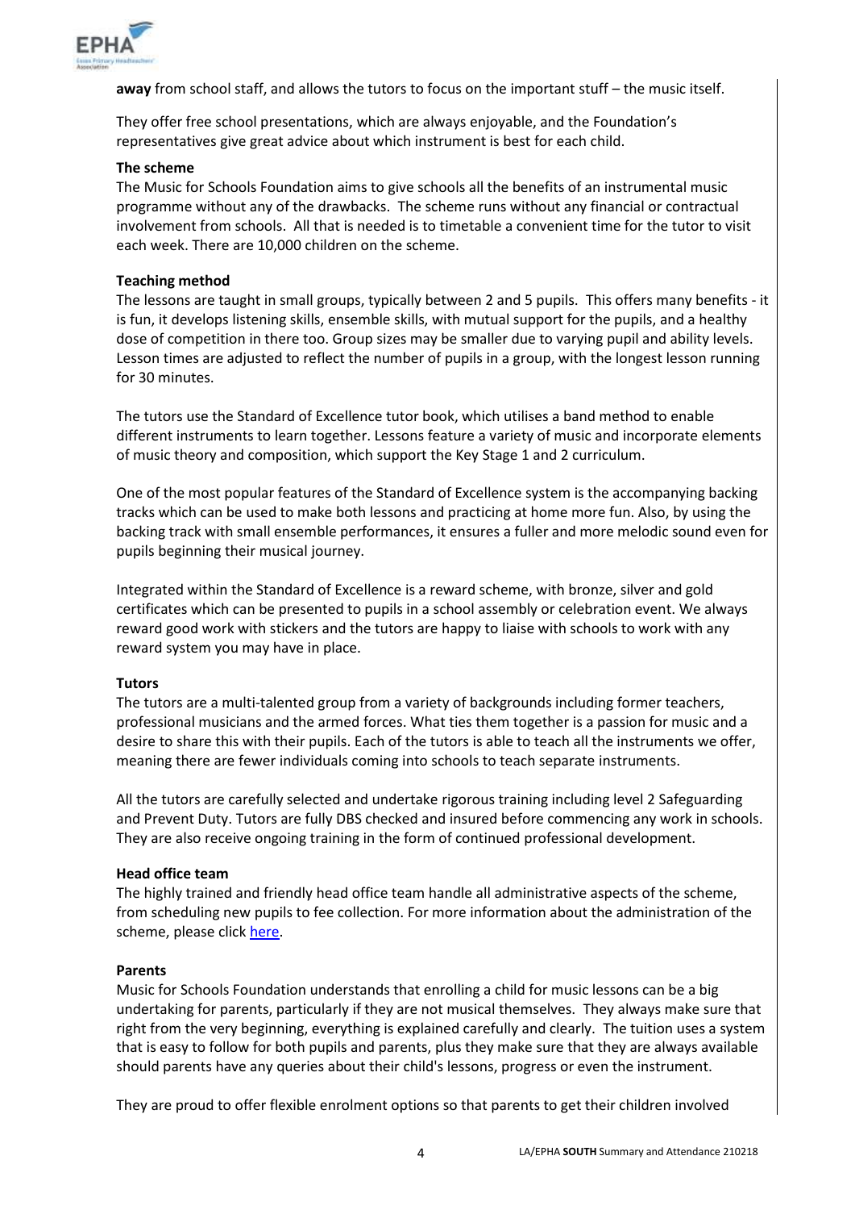**away** from school staff, and allows the tutors to focus on the important stuff – the music itself.

They offer free school presentations, which are always enjoyable, and the Foundation's representatives give great advice about which instrument is best for each child.

**The scheme**

The Music for Schools Foundation aims to give schools all the benefits of an instrumental music programme without any of the drawbacks. The scheme runs without any financial or contractual involvement from schools. All that is needed is to timetable a convenient time for the tutor to visit each week. There are 10,000 children on the scheme.

**Teaching method**

The lessons are taught in small groups, typically between 2 and 5 pupils. This offers many benefits - it is fun, it develops listening skills, ensemble skills, with mutual support for the pupils, and a healthy dose of competition in there too. Group sizes may be smaller due to varying pupil and ability levels. Lesson times are adjusted to reflect the number of pupils in a group, with the longest lesson running for 30 minutes.

The tutors use the Standard of Excellence tutor book, which utilises a band method to enable different instruments to learn together. Lessons feature a variety of music and incorporate elements of music theory and composition, which support the Key Stage 1 and 2 curriculum.

One of the most popular features of the Standard of Excellence system is the accompanying backing tracks which can be used to make both lessons and practicing at home more fun. Also, by using the backing track with small ensemble performances, it ensures a fuller and more melodic sound even for pupils beginning their musical journey.

Integrated within the Standard of Excellence is a reward scheme, with bronze, silver and gold certificates which can be presented to pupils in a school assembly or celebration event. We always reward good work with stickers and the tutors are happy to liaise with schools to work with any reward system you may have in place.

**Tutors**

The tutors are a multi-talented group from a variety of backgrounds including former teachers, professional musicians and the armed forces. What ties them together is a passion for music and a desire to share this with their pupils. Each of the tutors is able to teach all the instruments we offer, meaning there are fewer individuals coming into schools to teach separate instruments.

All the tutors are carefully selected and undertake rigorous training including level 2 Safeguarding and Prevent Duty. Tutors are fully DBS checked and insured before commencing any work in schools. They are also receive ongoing training in the form of continued professional development.

**Head office team**

The highly trained and friendly head office team handle all administrative aspects of the scheme, from scheduling new pupils to fee collection. For more information about the administration of the scheme, please click here.

**Parents**

Music for Schools Foundation understands that enrolling a child for music lessons can be a big undertaking for parents, particularly if they are not musical themselves. They always make sure that right from the very beginning, everything is explained carefully and clearly. The tuition uses a system that is easy to follow for both pupils and parents, plus they make sure that they are always available should parents have any queries about their child's lessons, progress or even the instrument.

They are proud to offer flexible enrolment options so that parents to get their children involved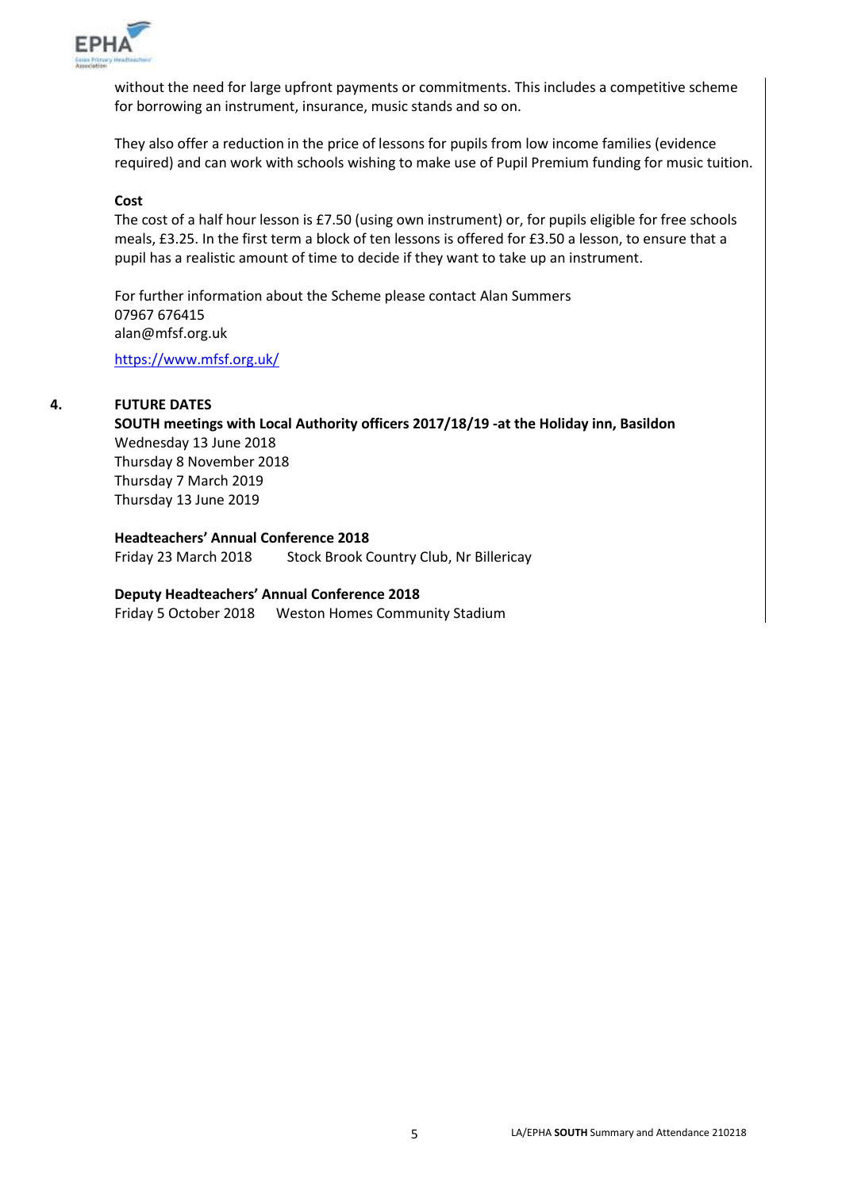without the need for large upfront payments or commitments. This includes a competitive scheme for borrowing an instrument, insurance, music stands and so on.

They also offer a reduction in the price of lessons for pupils from low income families (evidence required) and can work with schools wishing to make use of Pupil Premium funding for music tuition.

**Cost**

The cost of a half hour lesson is £7.50 (using own instrument) or, for pupils eligible for free schools meals, £3.25. In the first term a block of ten lessons is offered for £3.50 a lesson, to ensure that a pupil has a realistic amount of time to decide if they want to take up an instrument.

For further information about the Scheme please contact Alan Summers
07967 676415
alan@mfsf.org.uk

https://www.mfsf.org.uk/

## 4. FUTURE DATES

**SOUTH meetings with Local Authority officers 2017/18/19 -at the Holiday inn, Basildon**

Wednesday 13 June 2018
Thursday 8 November 2018
Thursday 7 March 2019
Thursday 13 June 2019

**Headteachers' Annual Conference 2018**

Friday 23 March 2018 Stock Brook Country Club, Nr Billericay

**Deputy Headteachers' Annual Conference 2018**

Friday 5 October 2018 Weston Homes Community Stadium